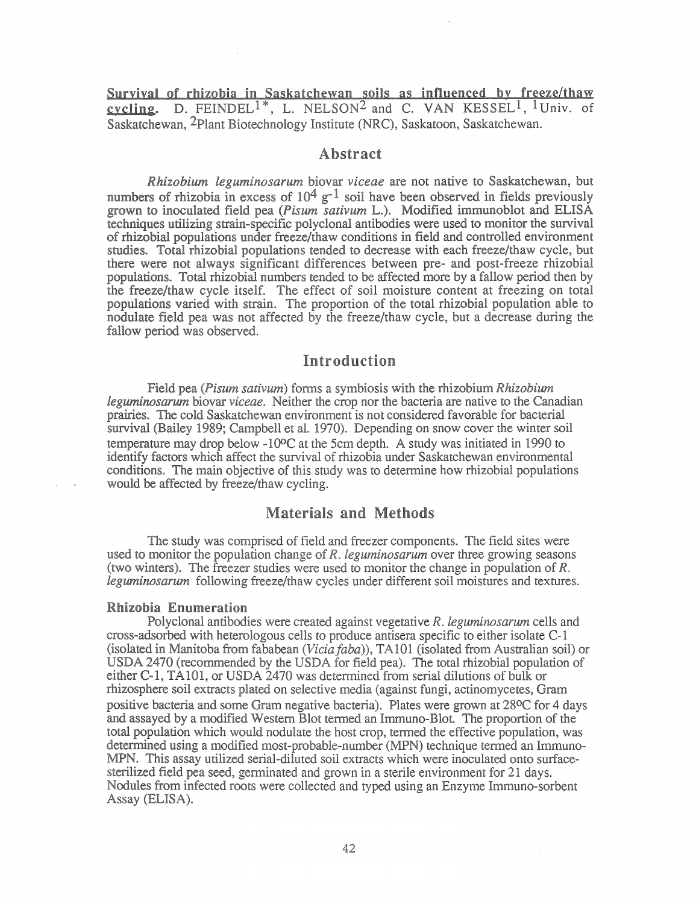**Survival of rhizobia in Saskatchewan soils as influenced by freeze/thaw cycling.** D. FEINDEL[1*], L. NELSON[2] and C. VAN KESSEL[1], [1]Univ. of Saskatchewan, [2]Plant Biotechnology Institute (NRC), Saskatoon, Saskatchewan.

## Abstract

*Rhizobium leguminosarum* biovar *viceae* are not native to Saskatchewan, but numbers of rhizobia in excess of $10^4$ $g^{-1}$ soil have been observed in fields previously grown to inoculated field pea (*Pisum sativum* L.). Modified immunoblot and ELISA techniques utilizing strain-specific polyclonal antibodies were used to monitor the survival of rhizobial populations under freeze/thaw conditions in field and controlled environment studies. Total rhizobial populations tended to decrease with each freeze/thaw cycle, but there were not always significant differences between pre- and post-freeze rhizobial populations. Total rhizobial numbers tended to be affected more by a fallow period then by the freeze/thaw cycle itself. The effect of soil moisture content at freezing on total populations varied with strain. The proportion of the total rhizobial population able to nodulate field pea was not affected by the freeze/thaw cycle, but a decrease during the fallow period was observed.

## Introduction

Field pea (*Pisum sativum*) forms a symbiosis with the rhizobium *Rhizobium leguminosarum* biovar *viceae*. Neither the crop nor the bacteria are native to the Canadian prairies. The cold Saskatchewan environment is not considered favorable for bacterial survival (Bailey 1989; Campbell et al. 1970). Depending on snow cover the winter soil temperature may drop below -10°C at the 5cm depth. A study was initiated in 1990 to identify factors which affect the survival of rhizobia under Saskatchewan environmental conditions. The main objective of this study was to determine how rhizobial populations would be affected by freeze/thaw cycling.

## Materials and Methods

The study was comprised of field and freezer components. The field sites were used to monitor the population change of *R. leguminosarum* over three growing seasons (two winters). The freezer studies were used to monitor the change in population of *R. leguminosarum* following freeze/thaw cycles under different soil moistures and textures.

### Rhizobia Enumeration

Polyclonal antibodies were created against vegetative *R. leguminosarum* cells and cross-adsorbed with heterologous cells to produce antisera specific to either isolate C-1 (isolated in Manitoba from fababean (*Vicia faba*)), TA101 (isolated from Australian soil) or USDA 2470 (recommended by the USDA for field pea). The total rhizobial population of either C-1, TA101, or USDA 2470 was determined from serial dilutions of bulk or rhizosphere soil extracts plated on selective media (against fungi, actinomycetes, Gram positive bacteria and some Gram negative bacteria). Plates were grown at 28°C for 4 days and assayed by a modified Western Blot termed an Immuno-Blot. The proportion of the total population which would nodulate the host crop, termed the effective population, was determined using a modified most-probable-number (MPN) technique termed an Immuno-MPN. This assay utilized serial-diluted soil extracts which were inoculated onto surface-sterilized field pea seed, germinated and grown in a sterile environment for 21 days. Nodules from infected roots were collected and typed using an Enzyme Immuno-sorbent Assay (ELISA).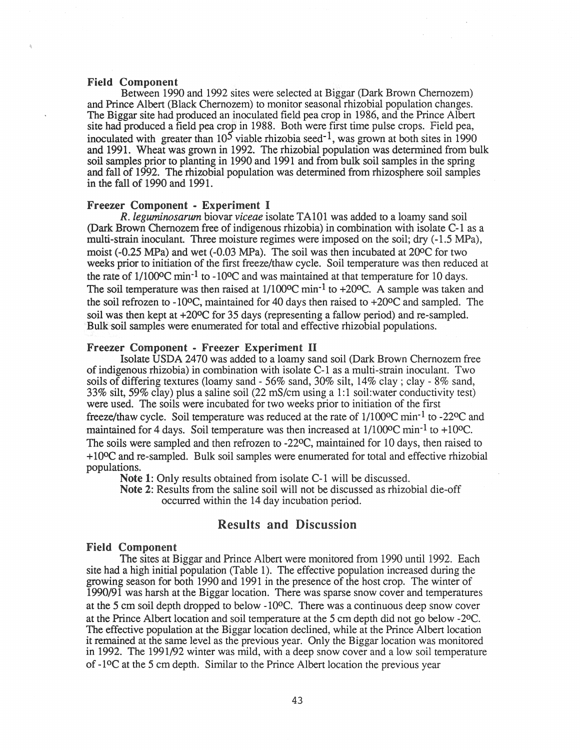### Field Component

Between 1990 and 1992 sites were selected at Biggar (Dark Brown Chernozem) and Prince Albert (Black Chernozem) to monitor seasonal rhizobial population changes. The Biggar site had produced an inoculated field pea crop in 1986, and the Prince Albert site had produced a field pea crop in 1988. Both were first time pulse crops. Field pea, inoculated with greater than $10^5$ viable rhizobia seed$^{-1}$, was grown at both sites in 1990 and 1991. Wheat was grown in 1992. The rhizobial population was determined from bulk soil samples prior to planting in 1990 and 1991 and from bulk soil samples in the spring and fall of 1992. The rhizobial population was determined from rhizosphere soil samples in the fall of 1990 and 1991.

### Freezer Component - Experiment I

*R. leguminosarum* biovar *viceae* isolate TA101 was added to a loamy sand soil (Dark Brown Chernozem free of indigenous rhizobia) in combination with isolate C-1 as a multi-strain inoculant. Three moisture regimes were imposed on the soil; dry (-1.5 MPa), moist (-0.25 MPa) and wet (-0.03 MPa). The soil was then incubated at 20°C for two weeks prior to initiation of the first freeze/thaw cycle. Soil temperature was then reduced at the rate of 1/100°C min$^{-1}$ to -10°C and was maintained at that temperature for 10 days. The soil temperature was then raised at 1/100°C min$^{-1}$ to +20°C. A sample was taken and the soil refrozen to -10°C, maintained for 40 days then raised to +20°C and sampled. The soil was then kept at +20°C for 35 days (representing a fallow period) and re-sampled. Bulk soil samples were enumerated for total and effective rhizobial populations.

### Freezer Component - Freezer Experiment II

Isolate USDA 2470 was added to a loamy sand soil (Dark Brown Chernozem free of indigenous rhizobia) in combination with isolate C-1 as a multi-strain inoculant. Two soils of differing textures (loamy sand - 56% sand, 30% silt, 14% clay ; clay - 8% sand, 33% silt, 59% clay) plus a saline soil (22 mS/cm using a 1:1 soil:water conductivity test) were used. The soils were incubated for two weeks prior to initiation of the first freeze/thaw cycle. Soil temperature was reduced at the rate of 1/100°C min$^{-1}$ to -22°C and maintained for 4 days. Soil temperature was then increased at 1/100°C min$^{-1}$ to +10°C. The soils were sampled and then refrozen to -22°C, maintained for 10 days, then raised to +10°C and re-sampled. Bulk soil samples were enumerated for total and effective rhizobial populations.

**Note 1**: Only results obtained from isolate C-1 will be discussed.

**Note 2**: Results from the saline soil will not be discussed as rhizobial die-off occurred within the 14 day incubation period.

## Results and Discussion

### Field Component

The sites at Biggar and Prince Albert were monitored from 1990 until 1992. Each site had a high initial population (Table 1). The effective population increased during the growing season for both 1990 and 1991 in the presence of the host crop. The winter of 1990/91 was harsh at the Biggar location. There was sparse snow cover and temperatures at the 5 cm soil depth dropped to below -10°C. There was a continuous deep snow cover at the Prince Albert location and soil temperature at the 5 cm depth did not go below -2°C. The effective population at the Biggar location declined, while at the Prince Albert location it remained at the same level as the previous year. Only the Biggar location was monitored in 1992. The 1991/92 winter was mild, with a deep snow cover and a low soil temperature of -1°C at the 5 cm depth. Similar to the Prince Albert location the previous year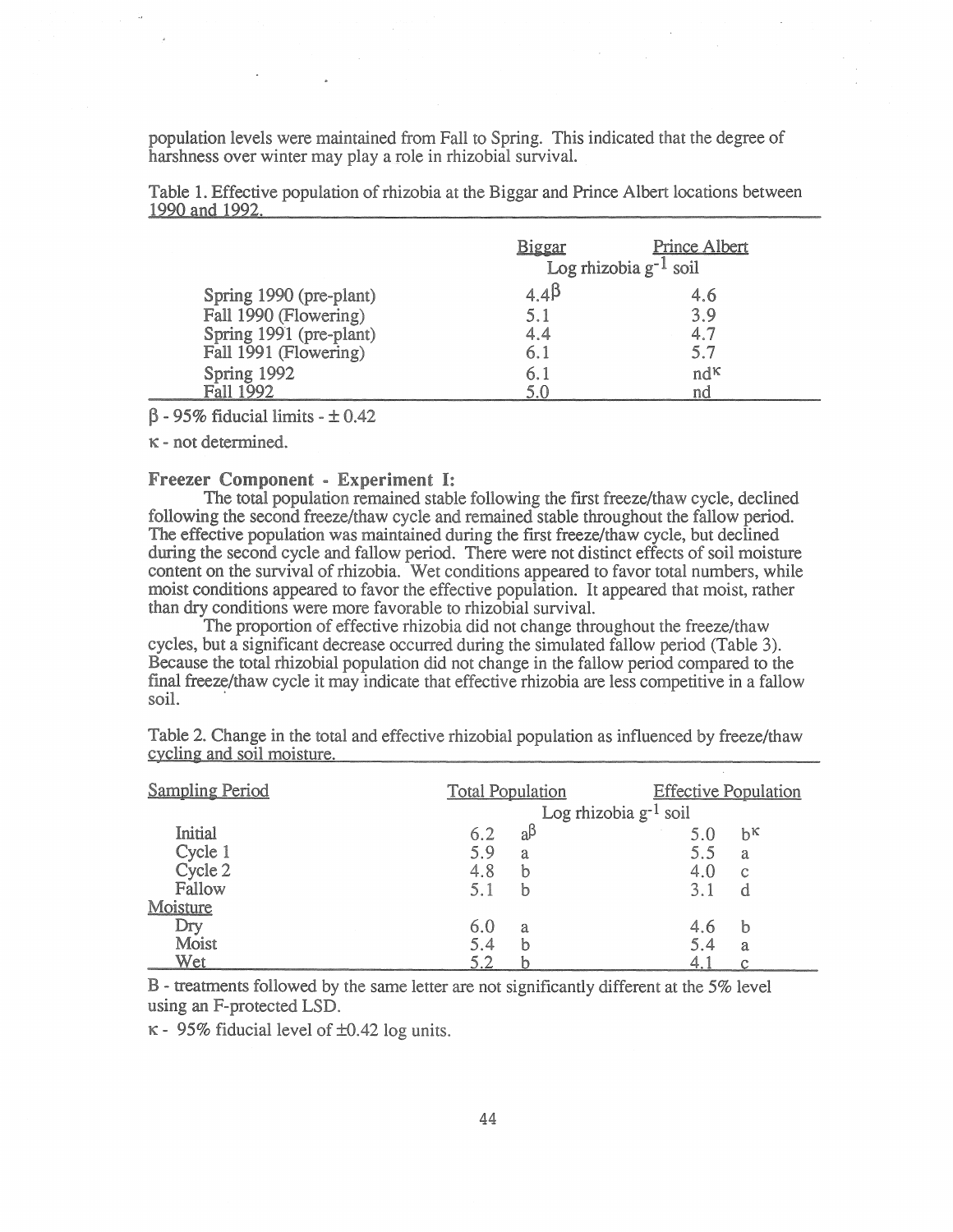population levels were maintained from Fall to Spring. This indicated that the degree of harshness over winter may play a role in rhizobial survival.

Table 1. Effective population of rhizobia at the Biggar and Prince Albert locations between 1990 and 1992.

| | Biggar | Prince Albert |
|---|---|---|
| | Log rhizobia $g^{-1}$ soil | |
| Spring 1990 (pre-plant) | 4.4β | 4.6 |
| Fall 1990 (Flowering) | 5.1 | 3.9 |
| Spring 1991 (pre-plant) | 4.4 | 4.7 |
| Fall 1991 (Flowering) | 6.1 | 5.7 |
| Spring 1992 | 6.1 | ndκ |
| Fall 1992 | 5.0 | nd |

β - 95% fiducial limits - ± 0.42

κ - not determined.

**Freezer Component - Experiment I:**

The total population remained stable following the first freeze/thaw cycle, declined following the second freeze/thaw cycle and remained stable throughout the fallow period. The effective population was maintained during the first freeze/thaw cycle, but declined during the second cycle and fallow period. There were not distinct effects of soil moisture content on the survival of rhizobia. Wet conditions appeared to favor total numbers, while moist conditions appeared to favor the effective population. It appeared that moist, rather than dry conditions were more favorable to rhizobial survival.

The proportion of effective rhizobia did not change throughout the freeze/thaw cycles, but a significant decrease occurred during the simulated fallow period (Table 3). Because the total rhizobial population did not change in the fallow period compared to the final freeze/thaw cycle it may indicate that effective rhizobia are less competitive in a fallow soil.

Table 2. Change in the total and effective rhizobial population as influenced by freeze/thaw cycling and soil moisture.

| Sampling Period | Total Population | | Effective Population | |
|---|---|---|---|---|
| | Log rhizobia $g^{-1}$ soil | | | |
| Initial | 6.2 | aβ | 5.0 | bκ |
| Cycle 1 | 5.9 | a | 5.5 | a |
| Cycle 2 | 4.8 | b | 4.0 | c |
| Fallow | 5.1 | b | 3.1 | d |
| Moisture | | | | |
| Dry | 6.0 | a | 4.6 | b |
| Moist | 5.4 | b | 5.4 | a |
| Wet | 5.2 | b | 4.1 | c |

B - treatments followed by the same letter are not significantly different at the 5% level using an F-protected LSD.

κ - 95% fiducial level of ±0.42 log units.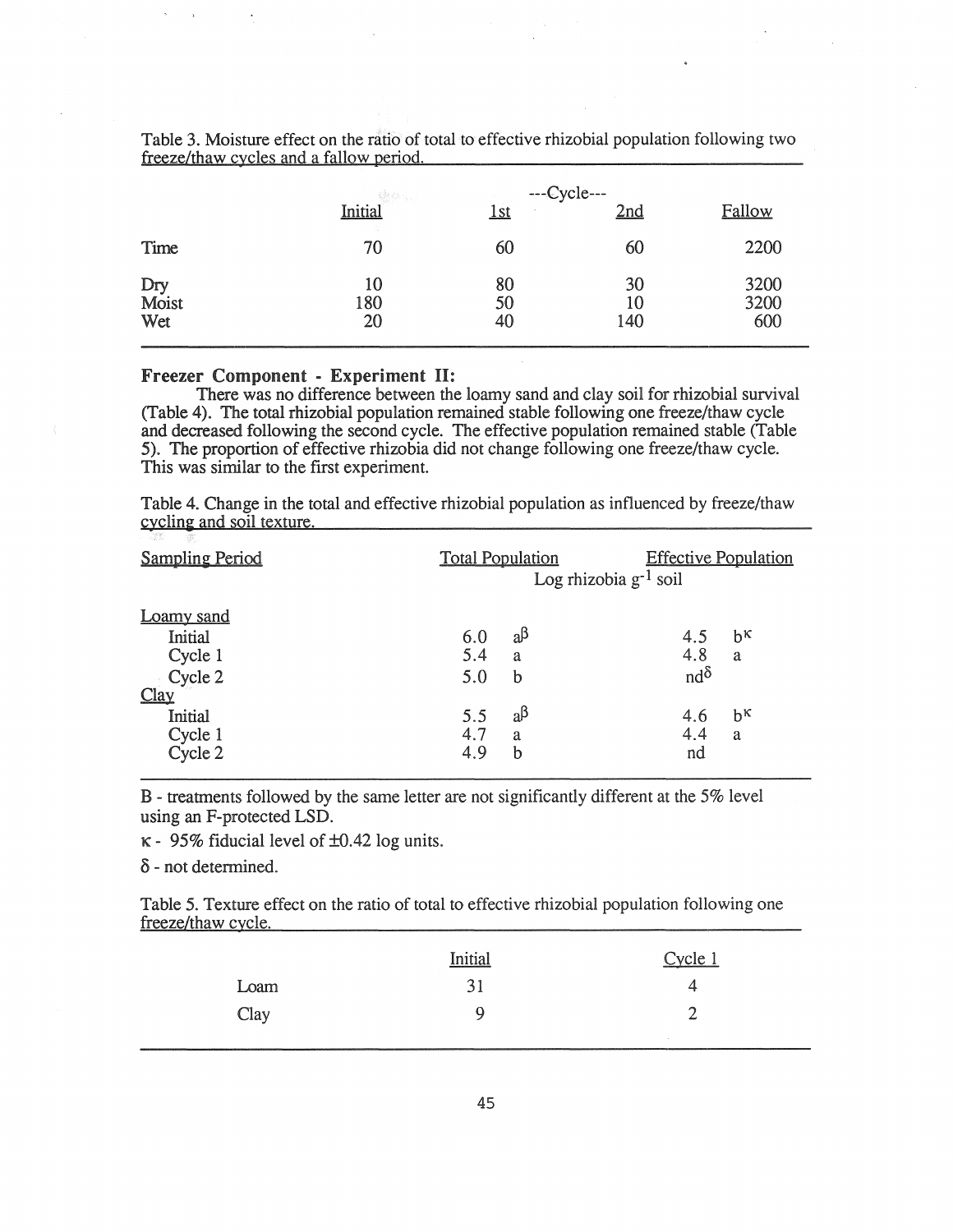Table 3. Moisture effect on the ratio of total to effective rhizobial population following two freeze/thaw cycles and a fallow period.

| | Initial | ---Cycle--- 1st | 2nd | Fallow |
|---|---|---|---|---|
| Time | 70 | 60 | 60 | 2200 |
| Dry | 10 | 80 | 30 | 3200 |
| Moist | 180 | 50 | 10 | 3200 |
| Wet | 20 | 40 | 140 | 600 |

**Freezer Component - Experiment II:**

There was no difference between the loamy sand and clay soil for rhizobial survival (Table 4). The total rhizobial population remained stable following one freeze/thaw cycle and decreased following the second cycle. The effective population remained stable (Table 5). The proportion of effective rhizobia did not change following one freeze/thaw cycle. This was similar to the first experiment.

Table 4. Change in the total and effective rhizobial population as influenced by freeze/thaw cycling and soil texture.

| Sampling Period | Total Population | | Effective Population | |
|---|---|---|---|---|
| | Log rhizobia $g^{-1}$ soil | | | |
| Loamy sand | | | | |
| Initial | 6.0 | a[β] | 4.5 | b[κ] |
| Cycle 1 | 5.4 | a | 4.8 | a |
| Cycle 2 | 5.0 | b | nd[δ] | |
| Clay | | | | |
| Initial | 5.5 | a[β] | 4.6 | b[κ] |
| Cycle 1 | 4.7 | a | 4.4 | a |
| Cycle 2 | 4.9 | b | nd | |

B - treatments followed by the same letter are not significantly different at the 5% level using an F-protected LSD.

κ - 95% fiducial level of ±0.42 log units.

δ - not determined.

Table 5. Texture effect on the ratio of total to effective rhizobial population following one freeze/thaw cycle.

| | Initial | Cycle 1 |
|---|---|---|
| Loam | 31 | 4 |
| Clay | 9 | 2 |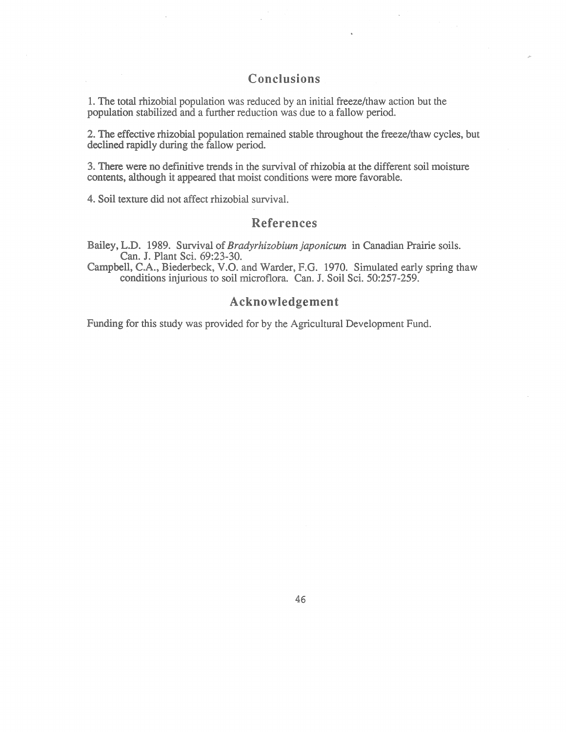## Conclusions

1. The total rhizobial population was reduced by an initial freeze/thaw action but the population stabilized and a further reduction was due to a fallow period.

2. The effective rhizobial population remained stable throughout the freeze/thaw cycles, but declined rapidly during the fallow period.

3. There were no definitive trends in the survival of rhizobia at the different soil moisture contents, although it appeared that moist conditions were more favorable.

4. Soil texture did not affect rhizobial survival.

## References

Bailey, L.D. 1989. Survival of *Bradyrhizobium japonicum* in Canadian Prairie soils. Can. J. Plant Sci. 69:23-30.

Campbell, C.A., Biederbeck, V.O. and Warder, F.G. 1970. Simulated early spring thaw conditions injurious to soil microflora. Can. J. Soil Sci. 50:257-259.

## Acknowledgement

Funding for this study was provided for by the Agricultural Development Fund.